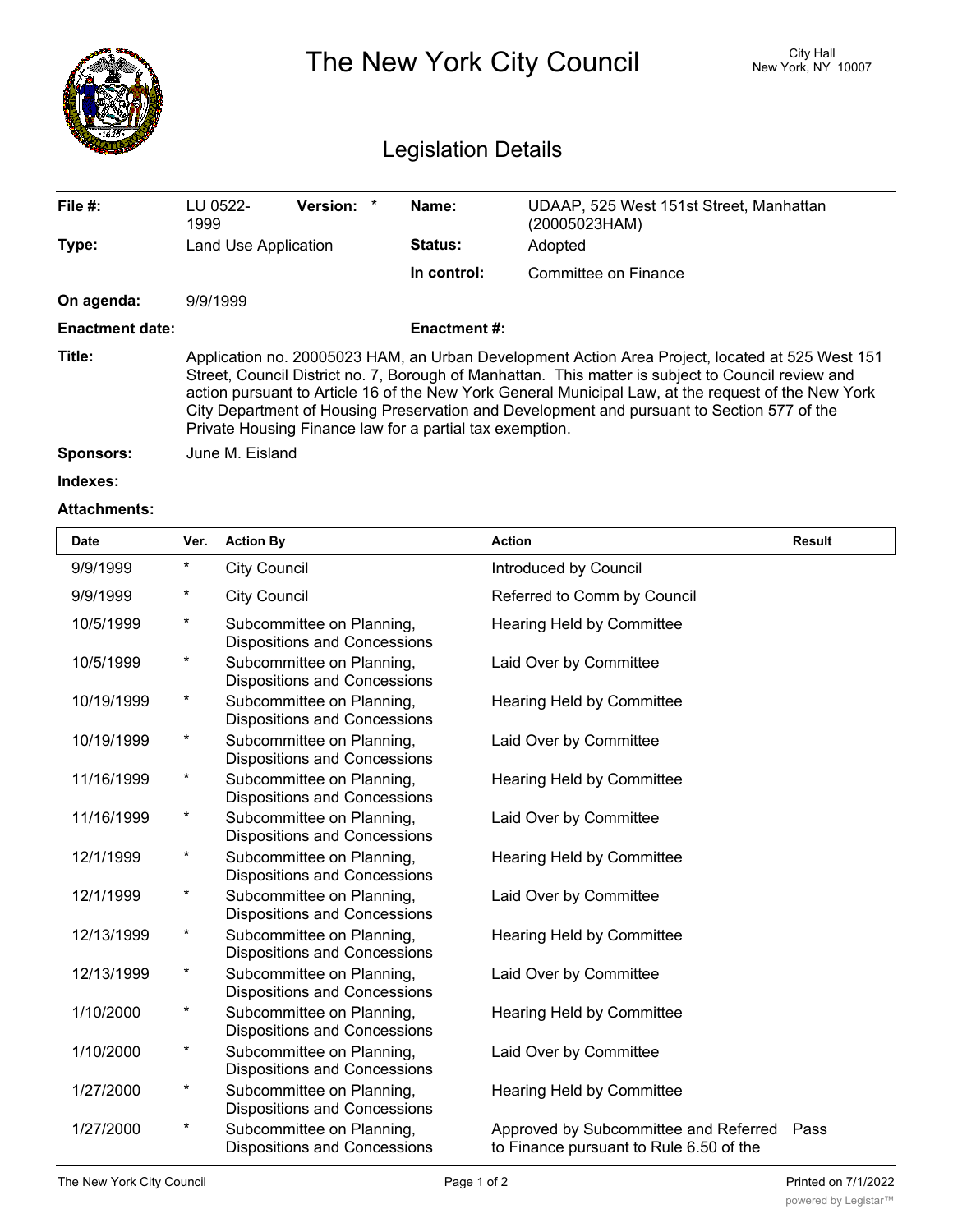# The New York City Council

City Hall
New York, NY 10007

## Legislation Details

| | | | |
|---|---|---|---|
| **File #:** | LU 0522-1999 **Version:** * | **Name:** | UDAAP, 525 West 151st Street, Manhattan (20005023HAM) |
| **Type:** | Land Use Application | **Status:** | Adopted |
| | | **In control:** | Committee on Finance |
| **On agenda:** | 9/9/1999 | | |
| **Enactment date:** | | **Enactment #:** | |

**Title:** Application no. 20005023 HAM, an Urban Development Action Area Project, located at 525 West 151 Street, Council District no. 7, Borough of Manhattan. This matter is subject to Council review and action pursuant to Article 16 of the New York General Municipal Law, at the request of the New York City Department of Housing Preservation and Development and pursuant to Section 577 of the Private Housing Finance law for a partial tax exemption.

**Sponsors:** June M. Eisland

**Indexes:**

**Attachments:**

| Date | Ver. | Action By | Action | Result |
|---|---|---|---|---|
| 9/9/1999 | * | City Council | Introduced by Council | |
| 9/9/1999 | * | City Council | Referred to Comm by Council | |
| 10/5/1999 | * | Subcommittee on Planning, Dispositions and Concessions | Hearing Held by Committee | |
| 10/5/1999 | * | Subcommittee on Planning, Dispositions and Concessions | Laid Over by Committee | |
| 10/19/1999 | * | Subcommittee on Planning, Dispositions and Concessions | Hearing Held by Committee | |
| 10/19/1999 | * | Subcommittee on Planning, Dispositions and Concessions | Laid Over by Committee | |
| 11/16/1999 | * | Subcommittee on Planning, Dispositions and Concessions | Hearing Held by Committee | |
| 11/16/1999 | * | Subcommittee on Planning, Dispositions and Concessions | Laid Over by Committee | |
| 12/1/1999 | * | Subcommittee on Planning, Dispositions and Concessions | Hearing Held by Committee | |
| 12/1/1999 | * | Subcommittee on Planning, Dispositions and Concessions | Laid Over by Committee | |
| 12/13/1999 | * | Subcommittee on Planning, Dispositions and Concessions | Hearing Held by Committee | |
| 12/13/1999 | * | Subcommittee on Planning, Dispositions and Concessions | Laid Over by Committee | |
| 1/10/2000 | * | Subcommittee on Planning, Dispositions and Concessions | Hearing Held by Committee | |
| 1/10/2000 | * | Subcommittee on Planning, Dispositions and Concessions | Laid Over by Committee | |
| 1/27/2000 | * | Subcommittee on Planning, Dispositions and Concessions | Hearing Held by Committee | |
| 1/27/2000 | * | Subcommittee on Planning, Dispositions and Concessions | Approved by Subcommittee and Referred to Finance pursuant to Rule 6.50 of the | Pass |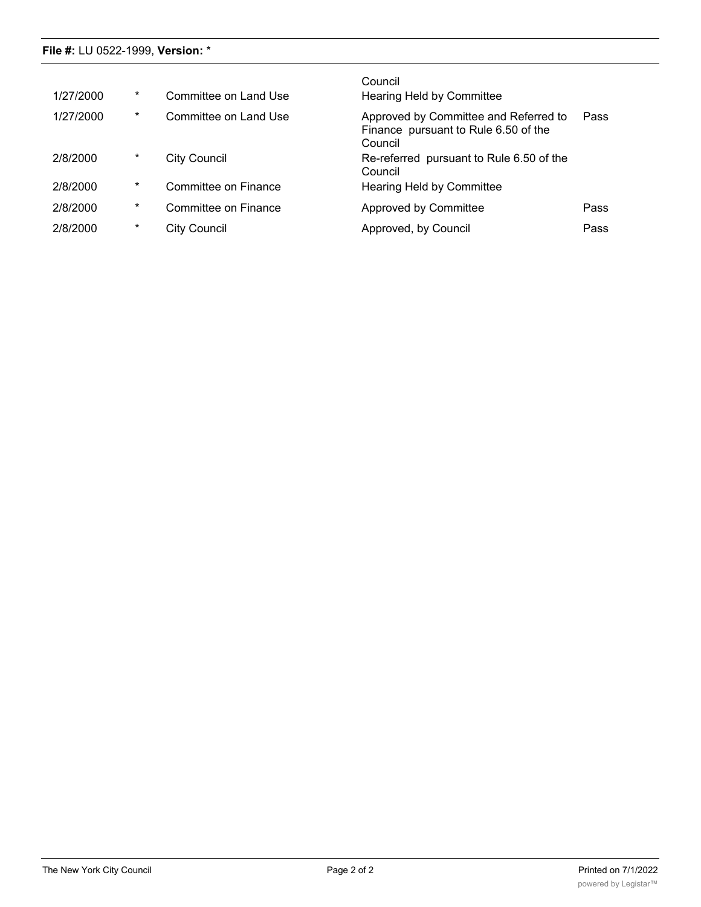| | | | | |
|---|---|---|---|---|
| | | | Council | |
| 1/27/2000 | * | Committee on Land Use | Hearing Held by Committee | |
| 1/27/2000 | * | Committee on Land Use | Approved by Committee and Referred to Finance pursuant to Rule 6.50 of the Council | Pass |
| 2/8/2000 | * | City Council | Re-referred pursuant to Rule 6.50 of the Council | |
| 2/8/2000 | * | Committee on Finance | Hearing Held by Committee | |
| 2/8/2000 | * | Committee on Finance | Approved by Committee | Pass |
| 2/8/2000 | * | City Council | Approved, by Council | Pass |